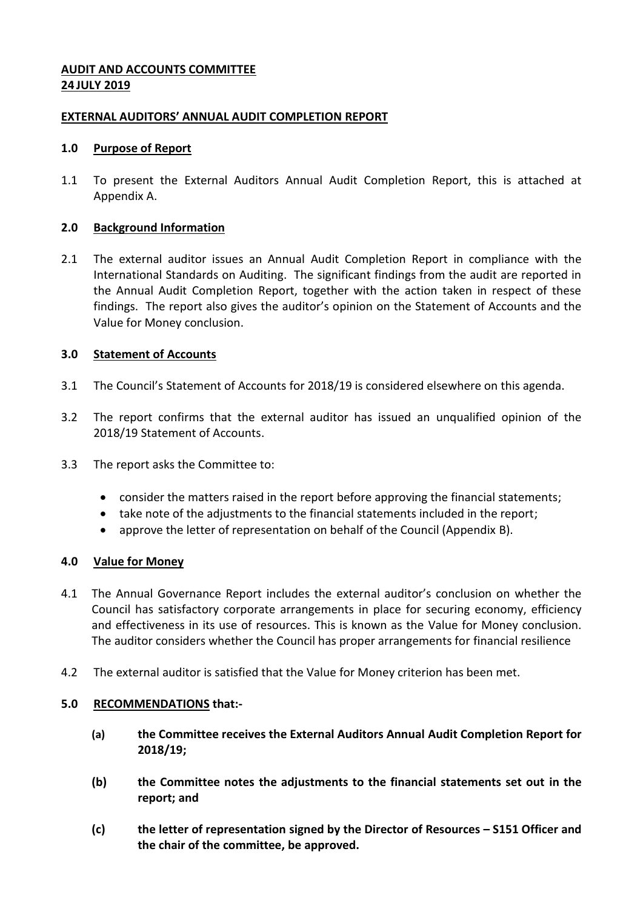**AUDIT AND ACCOUNTS COMMITTEE**
**24 JULY 2019**

**EXTERNAL AUDITORS' ANNUAL AUDIT COMPLETION REPORT**

## 1.0 Purpose of Report

1.1 To present the External Auditors Annual Audit Completion Report, this is attached at Appendix A.

## 2.0 Background Information

2.1 The external auditor issues an Annual Audit Completion Report in compliance with the International Standards on Auditing. The significant findings from the audit are reported in the Annual Audit Completion Report, together with the action taken in respect of these findings. The report also gives the auditor's opinion on the Statement of Accounts and the Value for Money conclusion.

## 3.0 Statement of Accounts

3.1 The Council's Statement of Accounts for 2018/19 is considered elsewhere on this agenda.

3.2 The report confirms that the external auditor has issued an unqualified opinion of the 2018/19 Statement of Accounts.

3.3 The report asks the Committee to:

- consider the matters raised in the report before approving the financial statements;
- take note of the adjustments to the financial statements included in the report;
- approve the letter of representation on behalf of the Council (Appendix B).

## 4.0 Value for Money

4.1 The Annual Governance Report includes the external auditor's conclusion on whether the Council has satisfactory corporate arrangements in place for securing economy, efficiency and effectiveness in its use of resources. This is known as the Value for Money conclusion. The auditor considers whether the Council has proper arrangements for financial resilience

4.2 The external auditor is satisfied that the Value for Money criterion has been met.

## 5.0 RECOMMENDATIONS that:-

**(a) the Committee receives the External Auditors Annual Audit Completion Report for 2018/19;**

**(b) the Committee notes the adjustments to the financial statements set out in the report; and**

**(c) the letter of representation signed by the Director of Resources – S151 Officer and the chair of the committee, be approved.**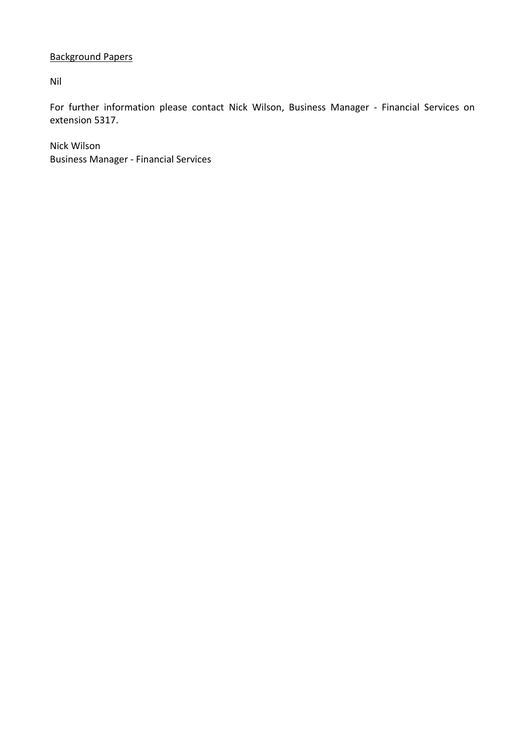<u>Background Papers</u>

Nil

For further information please contact Nick Wilson, Business Manager - Financial Services on extension 5317.

Nick Wilson  
Business Manager - Financial Services